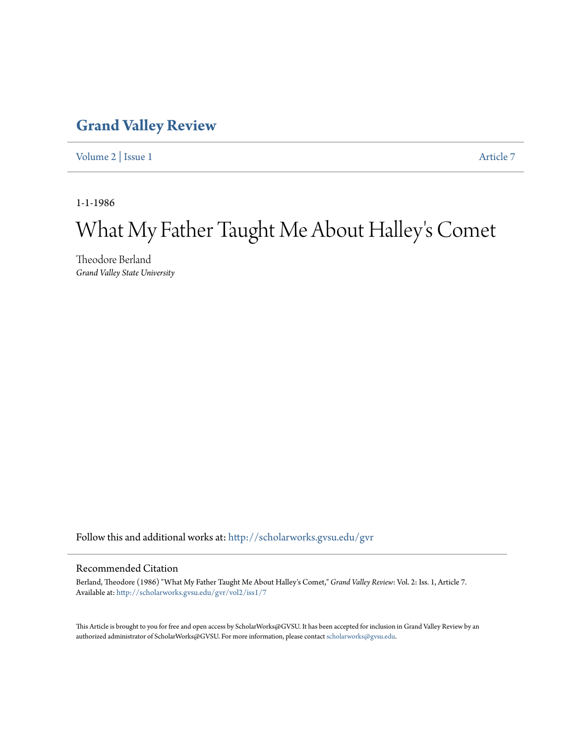# Grand Valley Review

Volume 2 | Issue 1 Article 7

1-1-1986

# What My Father Taught Me About Halley's Comet

Theodore Berland
*Grand Valley State University*

Follow this and additional works at: http://scholarworks.gvsu.edu/gvr

## Recommended Citation

Berland, Theodore (1986) "What My Father Taught Me About Halley's Comet," *Grand Valley Review*: Vol. 2: Iss. 1, Article 7.
Available at: http://scholarworks.gvsu.edu/gvr/vol2/iss1/7

This Article is brought to you for free and open access by ScholarWorks@GVSU. It has been accepted for inclusion in Grand Valley Review by an authorized administrator of ScholarWorks@GVSU. For more information, please contact scholarworks@gvsu.edu.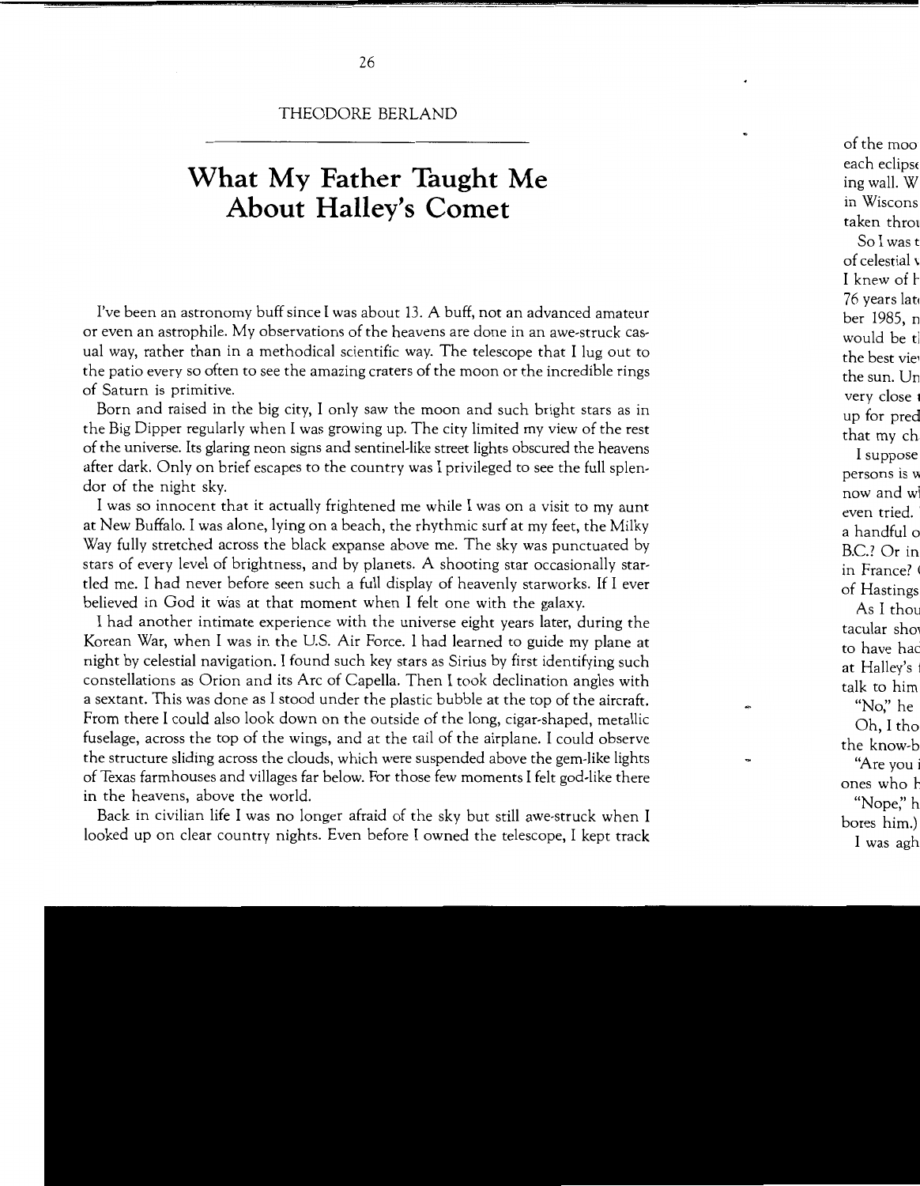THEODORE BERLAND

# What My Father Taught Me About Halley's Comet

I've been an astronomy buff since I was about 13. A buff, not an advanced amateur or even an astrophile. My observations of the heavens are done in an awe-struck casual way, rather than in a methodical scientific way. The telescope that I lug out to the patio every so often to see the amazing craters of the moon or the incredible rings of Saturn is primitive.

Born and raised in the big city, I only saw the moon and such bright stars as in the Big Dipper regularly when I was growing up. The city limited my view of the rest of the universe. Its glaring neon signs and sentinel-like street lights obscured the heavens after dark. Only on brief escapes to the country was I privileged to see the full splendor of the night sky.

I was so innocent that it actually frightened me while I was on a visit to my aunt at New Buffalo. I was alone, lying on a beach, the rhythmic surf at my feet, the Milky Way fully stretched across the black expanse above me. The sky was punctuated by stars of every level of brightness, and by planets. A shooting star occasionally startled me. I had never before seen such a full display of heavenly starworks. If I ever believed in God it was at that moment when I felt one with the galaxy.

I had another intimate experience with the universe eight years later, during the Korean War, when I was in the U.S. Air Force. I had learned to guide my plane at night by celestial navigation. I found such key stars as Sirius by first identifying such constellations as Orion and its Arc of Capella. Then I took declination angles with a sextant. This was done as I stood under the plastic bubble at the top of the aircraft. From there I could also look down on the outside of the long, cigar-shaped, metallic fuselage, across the top of the wings, and at the tail of the airplane. I could observe the structure sliding across the clouds, which were suspended above the gem-like lights of Texas farmhouses and villages far below. For those few moments I felt god-like there in the heavens, above the world.

Back in civilian life I was no longer afraid of the sky but still awe-struck when I looked up on clear country nights. Even before I owned the telescope, I kept track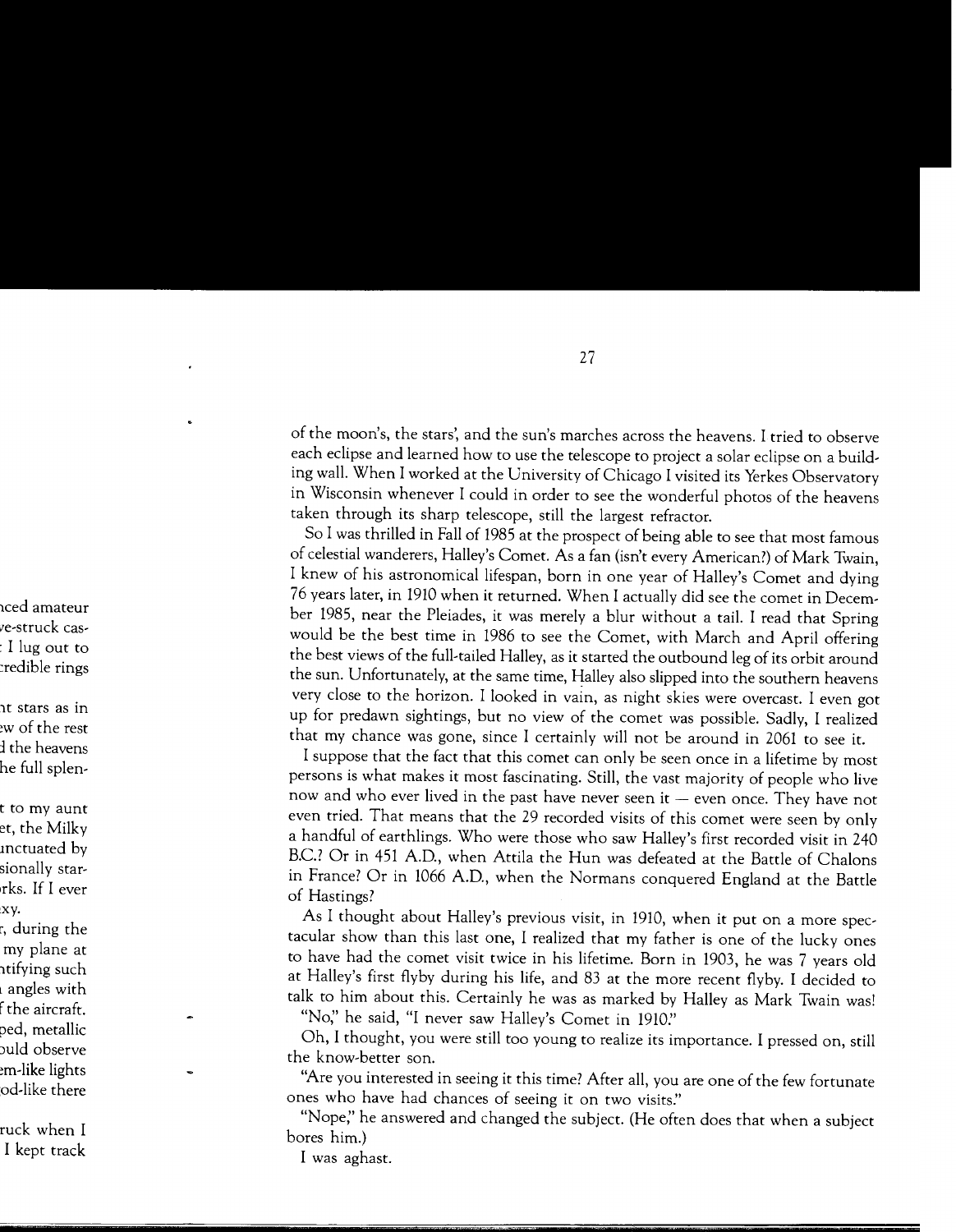of the moon's, the stars', and the sun's marches across the heavens. I tried to observe each eclipse and learned how to use the telescope to project a solar eclipse on a building wall. When I worked at the University of Chicago I visited its Yerkes Observatory in Wisconsin whenever I could in order to see the wonderful photos of the heavens taken through its sharp telescope, still the largest refractor.

So I was thrilled in Fall of 1985 at the prospect of being able to see that most famous of celestial wanderers, Halley's Comet. As a fan (isn't every American?) of Mark Twain, I knew of his astronomical lifespan, born in one year of Halley's Comet and dying 76 years later, in 1910 when it returned. When I actually did see the comet in December 1985, near the Pleiades, it was merely a blur without a tail. I read that Spring would be the best time in 1986 to see the Comet, with March and April offering the best views of the full-tailed Halley, as it started the outbound leg of its orbit around the sun. Unfortunately, at the same time, Halley also slipped into the southern heavens very close to the horizon. I looked in vain, as night skies were overcast. I even got up for predawn sightings, but no view of the comet was possible. Sadly, I realized that my chance was gone, since I certainly will not be around in 2061 to see it.

I suppose that the fact that this comet can only be seen once in a lifetime by most persons is what makes it most fascinating. Still, the vast majority of people who live now and who ever lived in the past have never seen it — even once. They have not even tried. That means that the 29 recorded visits of this comet were seen by only a handful of earthlings. Who were those who saw Halley's first recorded visit in 240 B.C.? Or in 451 A.D., when Attila the Hun was defeated at the Battle of Chalons in France? Or in 1066 A.D., when the Normans conquered England at the Battle of Hastings?

As I thought about Halley's previous visit, in 1910, when it put on a more spectacular show than this last one, I realized that my father is one of the lucky ones to have had the comet visit twice in his lifetime. Born in 1903, he was 7 years old at Halley's first flyby during his life, and 83 at the more recent flyby. I decided to talk to him about this. Certainly he was as marked by Halley as Mark Twain was!

"No," he said, "I never saw Halley's Comet in 1910."

Oh, I thought, you were still too young to realize its importance. I pressed on, still the know-better son.

"Are you interested in seeing it this time? After all, you are one of the few fortunate ones who have had chances of seeing it on two visits."

"Nope," he answered and changed the subject. (He often does that when a subject bores him.)

I was aghast.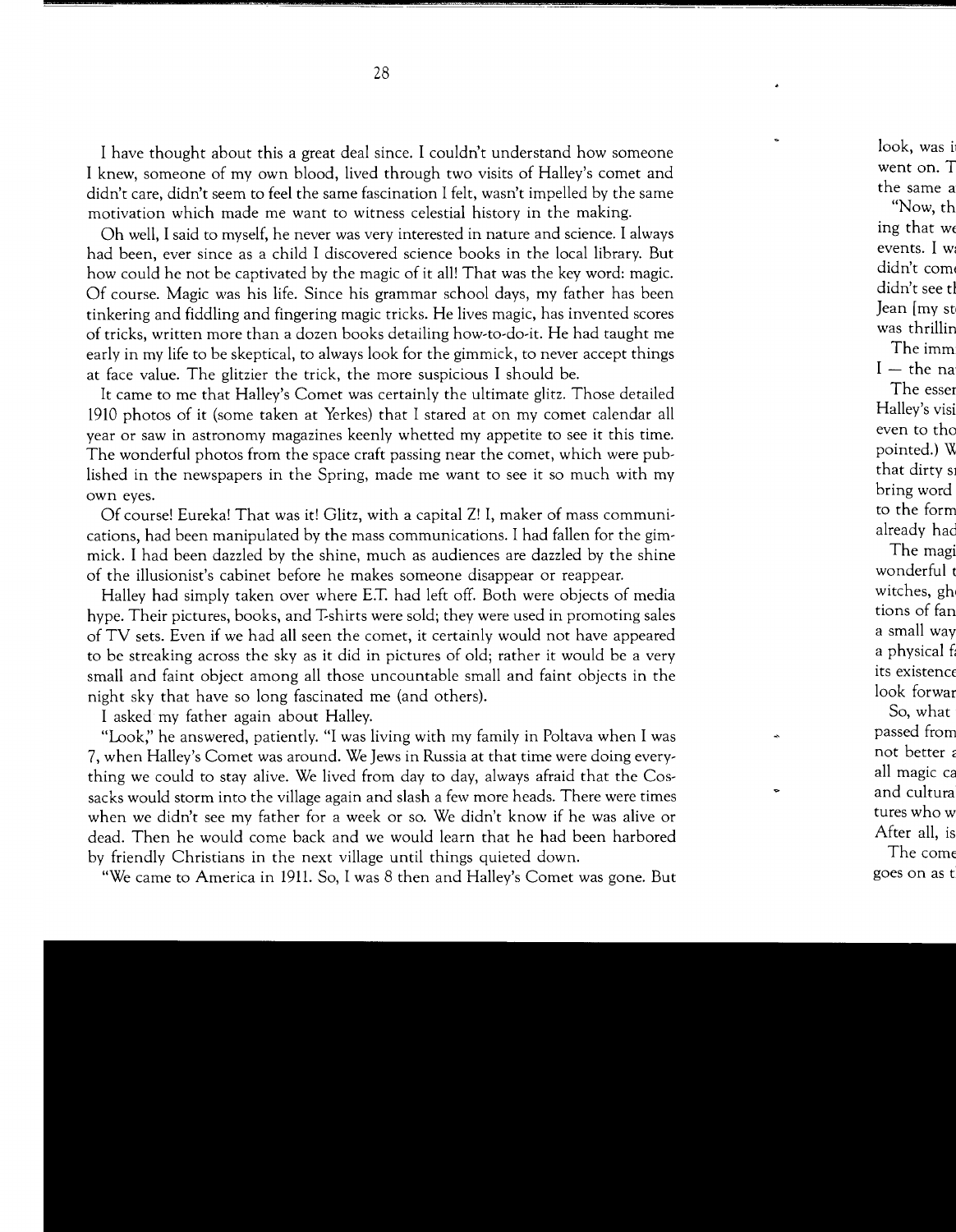I have thought about this a great deal since. I couldn't understand how someone I knew, someone of my own blood, lived through two visits of Halley's comet and didn't care, didn't seem to feel the same fascination I felt, wasn't impelled by the same motivation which made me want to witness celestial history in the making.

Oh well, I said to myself, he never was very interested in nature and science. I always had been, ever since as a child I discovered science books in the local library. But how could he not be captivated by the magic of it all! That was the key word: magic. Of course. Magic was his life. Since his grammar school days, my father has been tinkering and fiddling and fingering magic tricks. He lives magic, has invented scores of tricks, written more than a dozen books detailing how-to-do-it. He had taught me early in my life to be skeptical, to always look for the gimmick, to never accept things at face value. The glitzier the trick, the more suspicious I should be.

It came to me that Halley's Comet was certainly the ultimate glitz. Those detailed 1910 photos of it (some taken at Yerkes) that I stared at on my comet calendar all year or saw in astronomy magazines keenly whetted my appetite to see it this time. The wonderful photos from the space craft passing near the comet, which were published in the newspapers in the Spring, made me want to see it so much with my own eyes.

Of course! Eureka! That was it! Glitz, with a capital Z! I, maker of mass communications, had been manipulated by the mass communications. I had fallen for the gimmick. I had been dazzled by the shine, much as audiences are dazzled by the shine of the illusionist's cabinet before he makes someone disappear or reappear.

Halley had simply taken over where E.T. had left off. Both were objects of media hype. Their pictures, books, and T-shirts were sold; they were used in promoting sales of TV sets. Even if we had all seen the comet, it certainly would not have appeared to be streaking across the sky as it did in pictures of old; rather it would be a very small and faint object among all those uncountable small and faint objects in the night sky that have so long fascinated me (and others).

I asked my father again about Halley.

"Look," he answered, patiently. "I was living with my family in Poltava when I was 7, when Halley's Comet was around. We Jews in Russia at that time were doing everything we could to stay alive. We lived from day to day, always afraid that the Cossacks would storm into the village again and slash a few more heads. There were times when we didn't see my father for a week or so. We didn't know if he was alive or dead. Then he would come back and we would learn that he had been harbored by friendly Christians in the next village until things quieted down.

"We came to America in 1911. So, I was 8 then and Halley's Comet was gone. But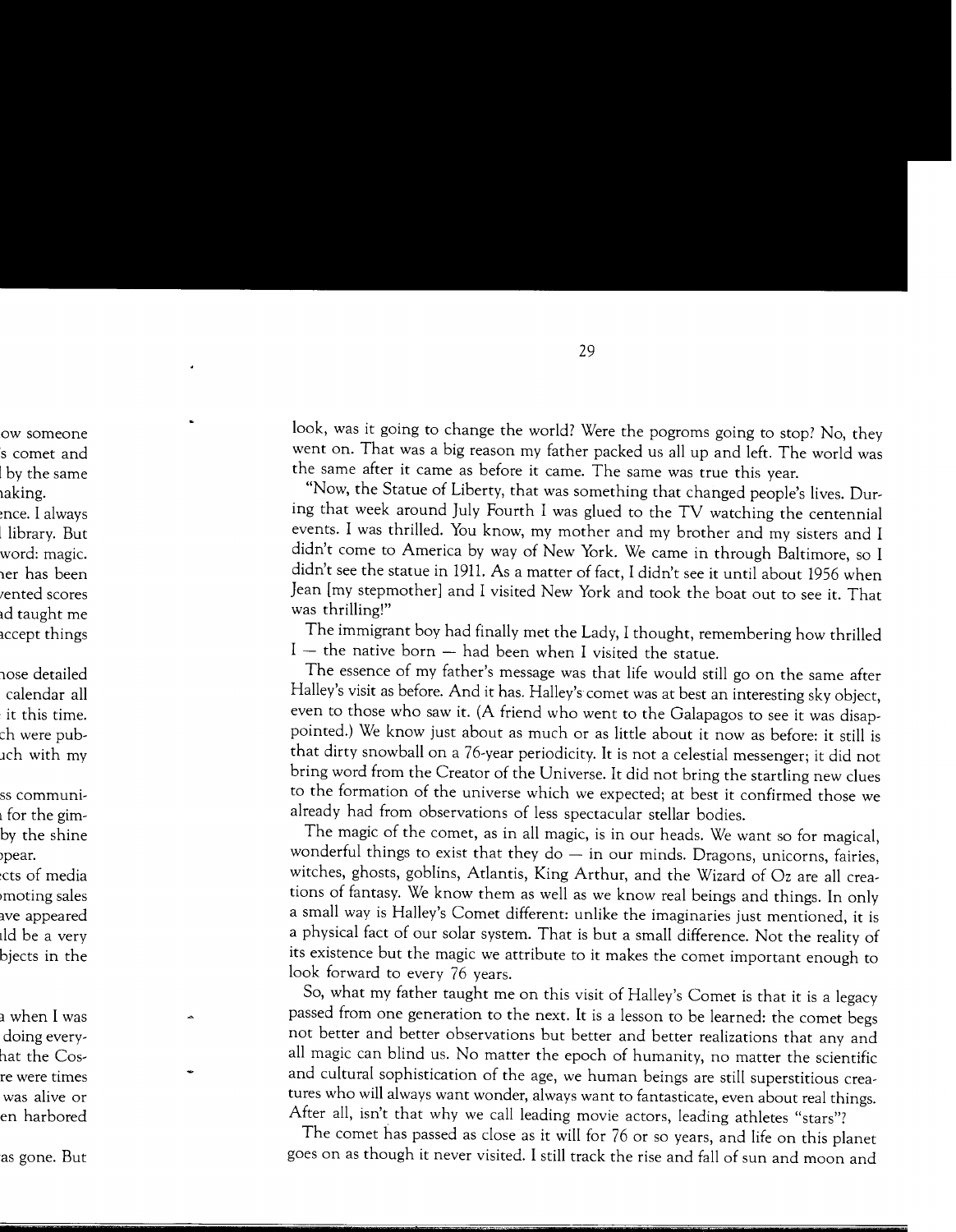look, was it going to change the world? Were the pogroms going to stop? No, they went on. That was a big reason my father packed us all up and left. The world was the same after it came as before it came. The same was true this year.

"Now, the Statue of Liberty, that was something that changed people's lives. During that week around July Fourth I was glued to the TV watching the centennial events. I was thrilled. You know, my mother and my brother and my sisters and I didn't come to America by way of New York. We came in through Baltimore, so I didn't see the statue in 1911. As a matter of fact, I didn't see it until about 1956 when Jean [my stepmother] and I visited New York and took the boat out to see it. That was thrilling!"

The immigrant boy had finally met the Lady, I thought, remembering how thrilled I — the native born — had been when I visited the statue.

The essence of my father's message was that life would still go on the same after Halley's visit as before. And it has. Halley's comet was at best an interesting sky object, even to those who saw it. (A friend who went to the Galapagos to see it was disappointed.) We know just about as much or as little about it now as before: it still is that dirty snowball on a 76-year periodicity. It is not a celestial messenger; it did not bring word from the Creator of the Universe. It did not bring the startling new clues to the formation of the universe which we expected; at best it confirmed those we already had from observations of less spectacular stellar bodies.

The magic of the comet, as in all magic, is in our heads. We want so for magical, wonderful things to exist that they do — in our minds. Dragons, unicorns, fairies, witches, ghosts, goblins, Atlantis, King Arthur, and the Wizard of Oz are all creations of fantasy. We know them as well as we know real beings and things. In only a small way is Halley's Comet different: unlike the imaginaries just mentioned, it is a physical fact of our solar system. That is but a small difference. Not the reality of its existence but the magic we attribute to it makes the comet important enough to look forward to every 76 years.

So, what my father taught me on this visit of Halley's Comet is that it is a legacy passed from one generation to the next. It is a lesson to be learned: the comet begs not better and better observations but better and better realizations that any and all magic can blind us. No matter the epoch of humanity, no matter the scientific and cultural sophistication of the age, we human beings are still superstitious creatures who will always want wonder, always want to fantasticate, even about real things. After all, isn't that why we call leading movie actors, leading athletes "stars"?

The comet has passed as close as it will for 76 or so years, and life on this planet goes on as though it never visited. I still track the rise and fall of sun and moon and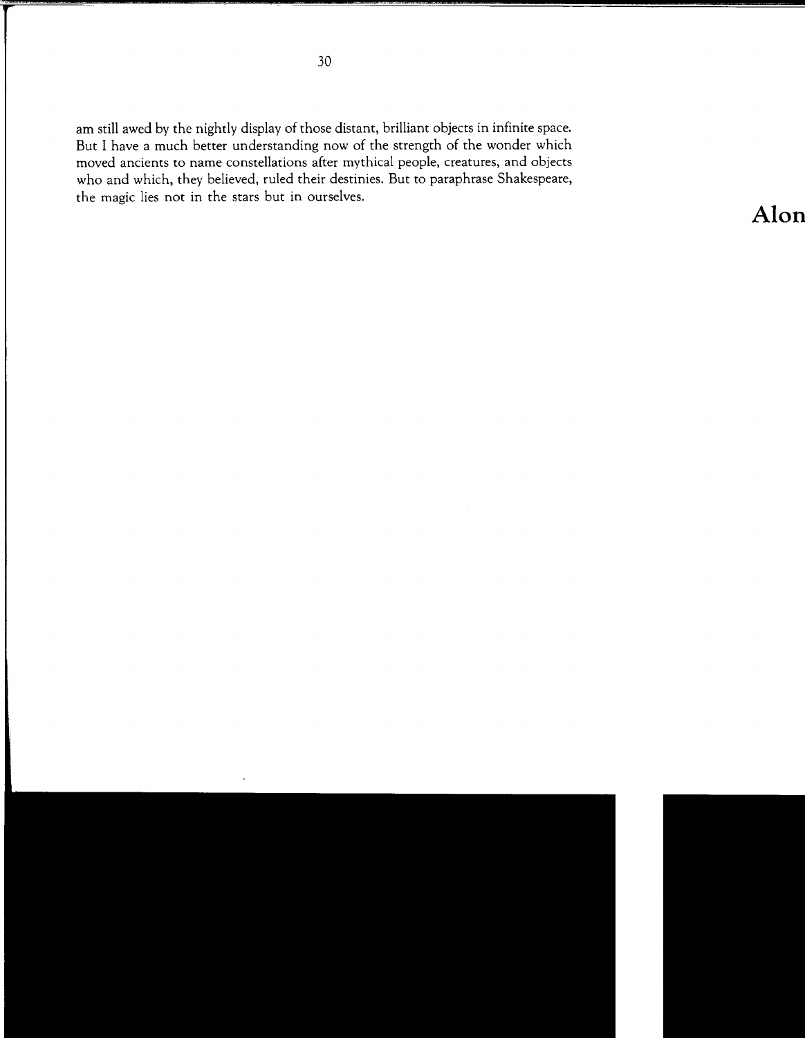am still awed by the nightly display of those distant, brilliant objects in infinite space. But I have a much better understanding now of the strength of the wonder which moved ancients to name constellations after mythical people, creatures, and objects who and which, they believed, ruled their destinies. But to paraphrase Shakespeare, the magic lies not in the stars but in ourselves.